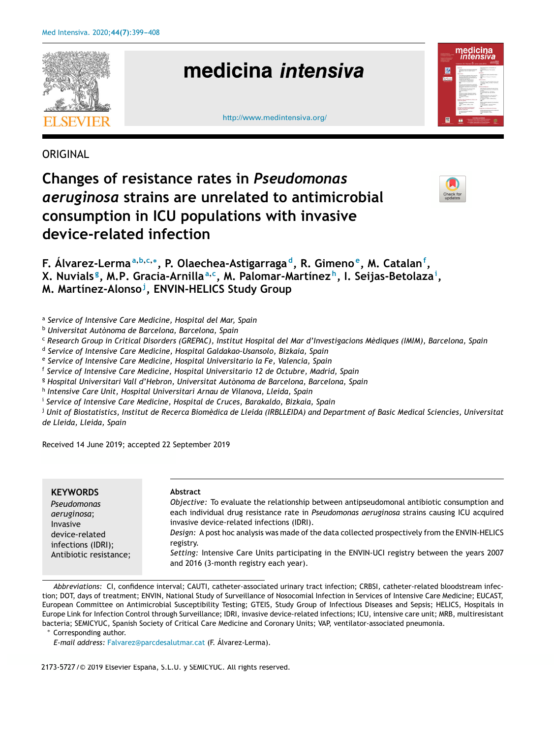ORIGINAL

# Changes of resistance rates in *Pseudomonas aeruginosa* strains are unrelated to antimicrobial consumption in ICU populations with invasive device-related infection

**F. Álvarez-Lerma[a,b,c,*], P. Olaechea-Astigarraga[d], R. Gimeno[e], M. Catalan[f], X. Nuvials[g], M.P. Gracia-Arnilla[a,c], M. Palomar-Martínez[h], I. Seijas-Betolaza[i], M. Martínez-Alonso[j], ENVIN-HELICS Study Group**

[a] Service of Intensive Care Medicine, Hospital del Mar, Spain
[b] Universitat Autònoma de Barcelona, Barcelona, Spain
[c] Research Group in Critical Disorders (GREPAC), Institut Hospital del Mar d'Investigacions Mèdiques (IMIM), Barcelona, Spain
[d] Service of Intensive Care Medicine, Hospital Galdakao-Usansolo, Bizkaia, Spain
[e] Service of Intensive Care Medicine, Hospital Universitario la Fe, Valencia, Spain
[f] Service of Intensive Care Medicine, Hospital Universitario 12 de Octubre, Madrid, Spain
[g] Hospital Universitari Vall d'Hebron, Universitat Autònoma de Barcelona, Barcelona, Spain
[h] Intensive Care Unit, Hospital Universitari Arnau de Vilanova, Lleida, Spain
[i] Service of Intensive Care Medicine, Hospital de Cruces, Barakaldo, Bizkaia, Spain
[j] Unit of Biostatistics, Institut de Recerca Biomèdica de Lleida (IRBLLEIDA) and Department of Basic Medical Sciencies, Universitat de Lleida, Lleida, Spain

Received 14 June 2019; accepted 22 September 2019

**KEYWORDS**
*Pseudomonas aeruginosa*;
Invasive device-related infections (IDRI);
Antibiotic resistance;

**Abstract**

*Objective:* To evaluate the relationship between antipseudomonal antibiotic consumption and each individual drug resistance rate in *Pseudomonas aeruginosa* strains causing ICU acquired invasive device-related infections (IDRI).

*Design:* A post hoc analysis was made of the data collected prospectively from the ENVIN-HELICS registry.

*Setting:* Intensive Care Units participating in the ENVIN-UCI registry between the years 2007 and 2016 (3-month registry each year).

*Abbreviations:* CI, confidence interval; CAUTI, catheter-associated urinary tract infection; CRBSI, catheter-related bloodstream infection; DOT, days of treatment; ENVIN, National Study of Surveillance of Nosocomial Infection in Services of Intensive Care Medicine; EUCAST, European Committee on Antimicrobial Susceptibility Testing; GTEIS, Study Group of Infectious Diseases and Sepsis; HELICS, Hospitals in Europe Link for Infection Control through Surveillance; IDRI, invasive device-related infections; ICU, intensive care unit; MRB, multiresistant bacteria; SEMICYUC, Spanish Society of Critical Care Medicine and Coronary Units; VAP, ventilator-associated pneumonia.

\* Corresponding author.
*E-mail address:* Falvarez@parcdesalutmar.cat (F. Álvarez-Lerma).

2173-5727/© 2019 Elsevier España, S.L.U. y SEMICYUC. All rights reserved.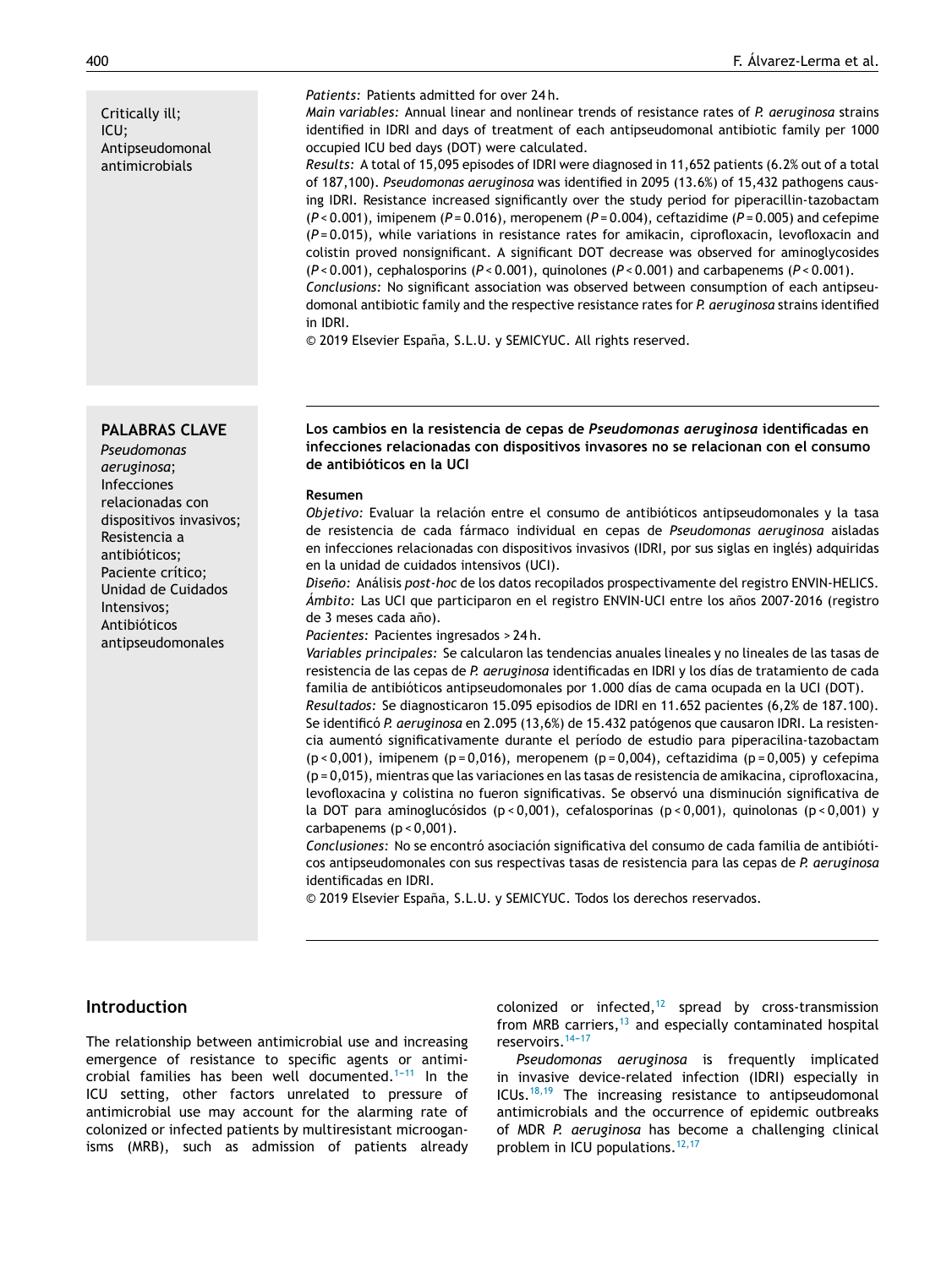Critically ill;
ICU;
Antipseudomonal antimicrobials

*Patients:* Patients admitted for over 24 h.
*Main variables:* Annual linear and nonlinear trends of resistance rates of *P. aeruginosa* strains identified in IDRI and days of treatment of each antipseudomonal antibiotic family per 1000 occupied ICU bed days (DOT) were calculated.
*Results:* A total of 15,095 episodes of IDRI were diagnosed in 11,652 patients (6.2% out of a total of 187,100). *Pseudomonas aeruginosa* was identified in 2095 (13.6%) of 15,432 pathogens causing IDRI. Resistance increased significantly over the study period for piperacillin-tazobactam ($P < 0.001$), imipenem ($P = 0.016$), meropenem ($P = 0.004$), ceftazidime ($P = 0.005$) and cefepime ($P = 0.015$), while variations in resistance rates for amikacin, ciprofloxacin, levofloxacin and colistin proved nonsignificant. A significant DOT decrease was observed for aminoglycosides ($P < 0.001$), cephalosporins ($P < 0.001$), quinolones ($P < 0.001$) and carbapenems ($P < 0.001$).
*Conclusions:* No significant association was observed between consumption of each antipseudomonal antibiotic family and the respective resistance rates for *P. aeruginosa* strains identified in IDRI.
© 2019 Elsevier España, S.L.U. y SEMICYUC. All rights reserved.

**PALABRAS CLAVE**
*Pseudomonas aeruginosa*;
Infecciones relacionadas con dispositivos invasivos;
Resistencia a antibióticos;
Paciente crítico;
Unidad de Cuidados Intensivos;
Antibióticos antipseudomonales

**Los cambios en la resistencia de cepas de *Pseudomonas aeruginosa* identificadas en infecciones relacionadas con dispositivos invasores no se relacionan con el consumo de antibióticos en la UCI**

**Resumen**
*Objetivo:* Evaluar la relación entre el consumo de antibióticos antipseudomonales y la tasa de resistencia de cada fármaco individual en cepas de *Pseudomonas aeruginosa* aisladas en infecciones relacionadas con dispositivos invasivos (IDRI, por sus siglas en inglés) adquiridas en la unidad de cuidados intensivos (UCI).
*Diseño:* Análisis *post-hoc* de los datos recopilados prospectivamente del registro ENVIN-HELICS.
*Ámbito:* Las UCI que participaron en el registro ENVIN-UCI entre los años 2007-2016 (registro de 3 meses cada año).
*Pacientes:* Pacientes ingresados > 24 h.
*Variables principales:* Se calcularon las tendencias anuales lineales y no lineales de las tasas de resistencia de las cepas de *P. aeruginosa* identificadas en IDRI y los días de tratamiento de cada familia de antibióticos antipseudomonales por 1.000 días de cama ocupada en la UCI (DOT).
*Resultados:* Se diagnosticaron 15.095 episodios de IDRI en 11.652 pacientes (6,2% de 187.100). Se identificó *P. aeruginosa* en 2.095 (13,6%) de 15.432 patógenos que causaron IDRI. La resistencia aumentó significativamente durante el período de estudio para piperacilina-tazobactam ($p < 0{,}001$), imipenem ($p = 0{,}016$), meropenem ($p = 0{,}004$), ceftazidima ($p = 0{,}005$) y cefepima ($p = 0{,}015$), mientras que las variaciones en las tasas de resistencia de amikacina, ciprofloxacina, levofloxacina y colistina no fueron significativas. Se observó una disminución significativa de la DOT para aminoglucósidos ($p < 0{,}001$), cefalosporinas ($p < 0{,}001$), quinolonas ($p < 0{,}001$) y carbapenems ($p < 0{,}001$).
*Conclusiones:* No se encontró asociación significativa del consumo de cada familia de antibióticos antipseudomonales con sus respectivas tasas de resistencia para las cepas de *P. aeruginosa* identificadas en IDRI.
© 2019 Elsevier España, S.L.U. y SEMICYUC. Todos los derechos reservados.

## Introduction

The relationship between antimicrobial use and increasing emergence of resistance to specific agents or antimicrobial families has been well documented.[1–11] In the ICU setting, other factors unrelated to pressure of antimicrobial use may account for the alarming rate of colonized or infected patients by multiresistant microorganisms (MRB), such as admission of patients already colonized or infected,[12] spread by cross-transmission from MRB carriers,[13] and especially contaminated hospital reservoirs.[14–17]

*Pseudomonas aeruginosa* is frequently implicated in invasive device-related infection (IDRI) especially in ICUs.[18,19] The increasing resistance to antipseudomonal antimicrobials and the occurrence of epidemic outbreaks of MDR *P. aeruginosa* has become a challenging clinical problem in ICU populations.[12,17]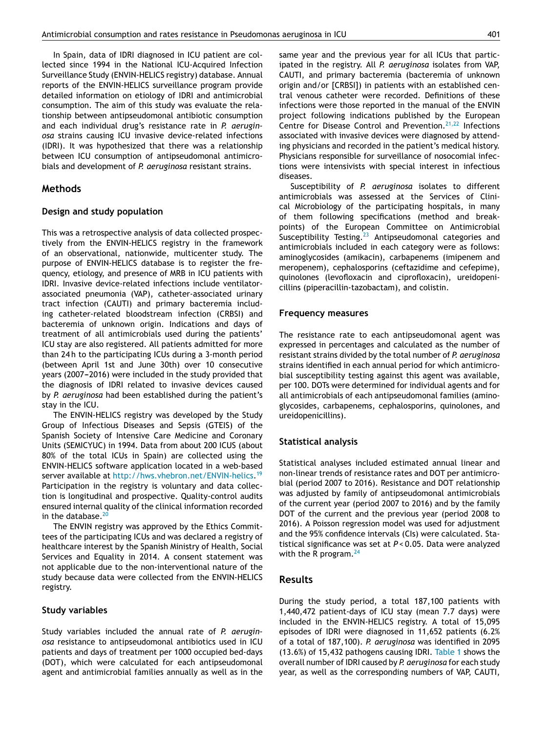In Spain, data of IDRI diagnosed in ICU patient are collected since 1994 in the National ICU-Acquired Infection Surveillance Study (ENVIN-HELICS registry) database. Annual reports of the ENVIN-HELICS surveillance program provide detailed information on etiology of IDRI and antimicrobial consumption. The aim of this study was evaluate the relationship between antipseudomonal antibiotic consumption and each individual drug's resistance rate in *P. aeruginosa* strains causing ICU invasive device-related infections (IDRI). It was hypothesized that there was a relationship between ICU consumption of antipseudomonal antimicrobials and development of *P. aeruginosa* resistant strains.

## Methods

### Design and study population

This was a retrospective analysis of data collected prospectively from the ENVIN-HELICS registry in the framework of an observational, nationwide, multicenter study. The purpose of ENVIN-HELICS database is to register the frequency, etiology, and presence of MRB in ICU patients with IDRI. Invasive device-related infections include ventilator-associated pneumonia (VAP), catheter-associated urinary tract infection (CAUTI) and primary bacteremia including catheter-related bloodstream infection (CRBSI) and bacteremia of unknown origin. Indications and days of treatment of all antimicrobials used during the patients' ICU stay are also registered. All patients admitted for more than 24 h to the participating ICUs during a 3-month period (between April 1st and June 30th) over 10 consecutive years (2007–2016) were included in the study provided that the diagnosis of IDRI related to invasive devices caused by *P. aeruginosa* had been established during the patient's stay in the ICU.

The ENVIN-HELICS registry was developed by the Study Group of Infectious Diseases and Sepsis (GTEIS) of the Spanish Society of Intensive Care Medicine and Coronary Units (SEMICYUC) in 1994. Data from about 200 ICUS (about 80% of the total ICUs in Spain) are collected using the ENVIN-HELICS software application located in a web-based server available at http://hws.vhebron.net/ENVIN-helics.[19] Participation in the registry is voluntary and data collection is longitudinal and prospective. Quality-control audits ensured internal quality of the clinical information recorded in the database.[20]

The ENVIN registry was approved by the Ethics Committees of the participating ICUs and was declared a registry of healthcare interest by the Spanish Ministry of Health, Social Services and Equality in 2014. A consent statement was not applicable due to the non-interventional nature of the study because data were collected from the ENVIN-HELICS registry.

### Study variables

Study variables included the annual rate of *P. aeruginosa* resistance to antipseudomonal antibiotics used in ICU patients and days of treatment per 1000 occupied bed-days (DOT), which were calculated for each antipseudomonal agent and antimicrobial families annually as well as in the same year and the previous year for all ICUs that participated in the registry. All *P. aeruginosa* isolates from VAP, CAUTI, and primary bacteremia (bacteremia of unknown origin and/or [CRBSI]) in patients with an established central venous catheter were recorded. Definitions of these infections were those reported in the manual of the ENVIN project following indications published by the European Centre for Disease Control and Prevention.[21,22] Infections associated with invasive devices were diagnosed by attending physicians and recorded in the patient's medical history. Physicians responsible for surveillance of nosocomial infections were intensivists with special interest in infectious diseases.

Susceptibility of *P. aeruginosa* isolates to different antimicrobials was assessed at the Services of Clinical Microbiology of the participating hospitals, in many of them following specifications (method and breakpoints) of the European Committee on Antimicrobial Susceptibility Testing.[23] Antipseudomonal categories and antimicrobials included in each category were as follows: aminoglycosides (amikacin), carbapenems (imipenem and meropenem), cephalosporins (ceftazidime and cefepime), quinolones (levofloxacin and ciprofloxacin), ureidopenicillins (piperacillin-tazobactam), and colistin.

### Frequency measures

The resistance rate to each antipseudomonal agent was expressed in percentages and calculated as the number of resistant strains divided by the total number of *P. aeruginosa* strains identified in each annual period for which antimicrobial susceptibility testing against this agent was available, per 100. DOTs were determined for individual agents and for all antimicrobials of each antipseudomonal families (aminoglycosides, carbapenems, cephalosporins, quinolones, and ureidopenicillins).

### Statistical analysis

Statistical analyses included estimated annual linear and non-linear trends of resistance rates and DOT per antimicrobial (period 2007 to 2016). Resistance and DOT relationship was adjusted by family of antipseudomonal antimicrobials of the current year (period 2007 to 2016) and by the family DOT of the current and the previous year (period 2008 to 2016). A Poisson regression model was used for adjustment and the 95% confidence intervals (CIs) were calculated. Statistical significance was set at $P < 0.05$. Data were analyzed with the R program.[24]

## Results

During the study period, a total 187,100 patients with 1,440,472 patient-days of ICU stay (mean 7.7 days) were included in the ENVIN-HELICS registry. A total of 15,095 episodes of IDRI were diagnosed in 11,652 patients (6.2% of a total of 187,100). *P. aeruginosa* was identified in 2095 (13.6%) of 15,432 pathogens causing IDRI. Table 1 shows the overall number of IDRI caused by *P. aeruginosa* for each study year, as well as the corresponding numbers of VAP, CAUTI,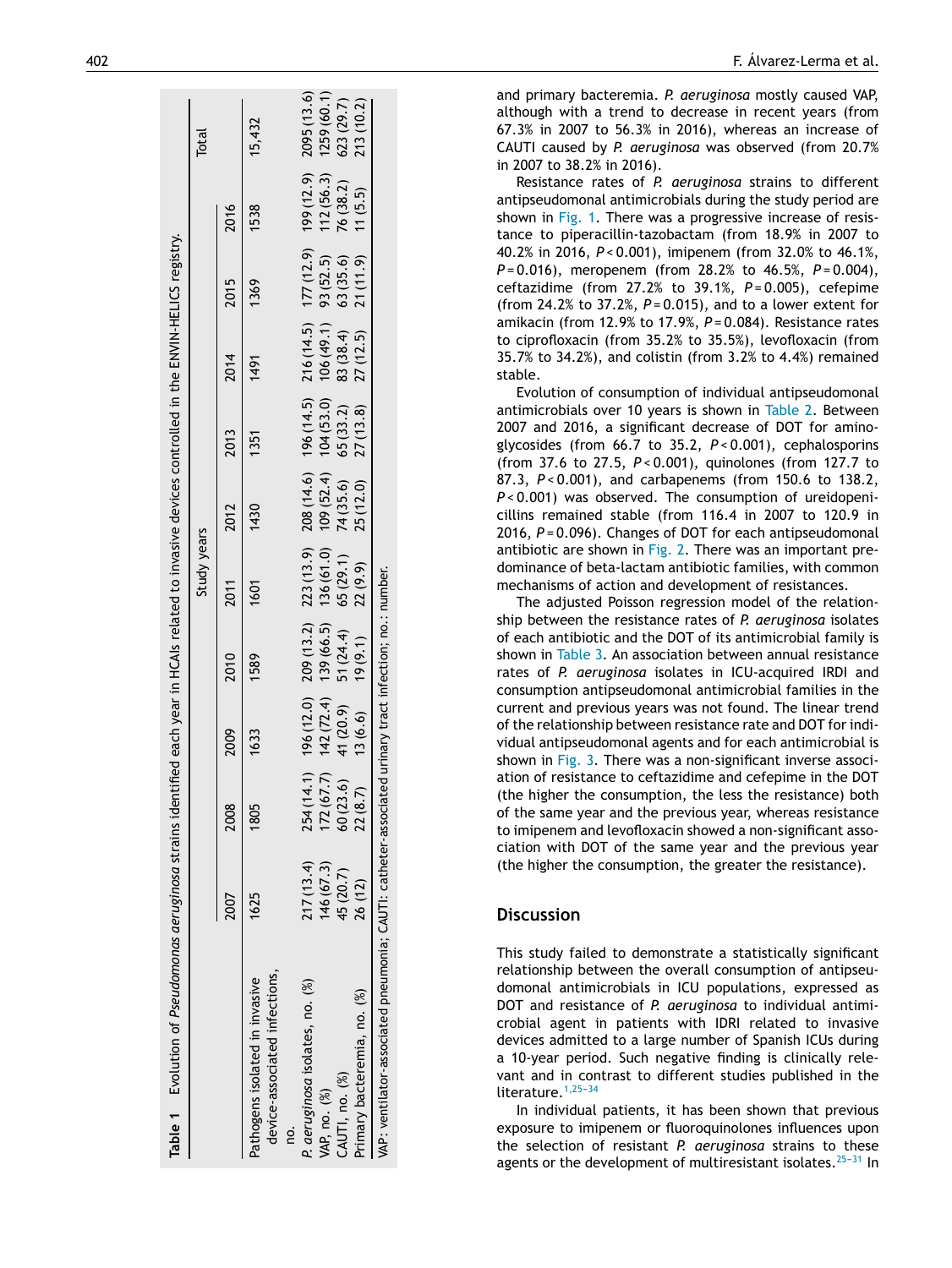**Table 1** Evolution of *Pseudomonas aeruginosa* strains identified each year in HCAIs related to invasive devices controlled in the ENVIN-HELICS registry.

| | Study years | | | | | | | | | | Total |
|---|---|---|---|---|---|---|---|---|---|---|---|
| | 2007 | 2008 | 2009 | 2010 | 2011 | 2012 | 2013 | 2014 | 2015 | 2016 | |
| Pathogens isolated in invasive device-associated infections, no. | 1625 | 1805 | 1633 | 1589 | 1601 | 1430 | 1351 | 1491 | 1369 | 1538 | 15,432 |
| *P. aeruginosa* isolates, no. (%) | 217 (13.4) | 254 (14.1) | 196 (12.0) | 209 (13.2) | 223 (13.9) | 208 (14.6) | 196 (14.5) | 216 (14.5) | 177 (12.9) | 199 (12.9) | 2095 (13.6) |
| VAP, no. (%) | 146 (67.3) | 172 (67.7) | 142 (72.4) | 139 (66.5) | 136 (61.0) | 109 (52.4) | 104 (53.0) | 106 (49.1) | 93 (52.5) | 112 (56.3) | 1259 (60.1) |
| CAUTI, no. (%) | 45 (20.7) | 60 (23.6) | 41 (20.9) | 51 (24.4) | 65 (29.1) | 74 (35.6) | 65 (33.2) | 83 (38.4) | 63 (35.6) | 76 (38.2) | 623 (29.7) |
| Primary bacteremia, no. (%) | 26 (12) | 22 (8.7) | 13 (6.6) | 19 (9.1) | 22 (9.9) | 25 (12.0) | 27 (13.8) | 27 (12.5) | 21 (11.9) | 11 (5.5) | 213 (10.2) |

VAP: ventilator-associated pneumonia; CAUTI: catheter-associated urinary tract infection; no.: number.

and primary bacteremia. *P. aeruginosa* mostly caused VAP, although with a trend to decrease in recent years (from 67.3% in 2007 to 56.3% in 2016), whereas an increase of CAUTI caused by *P. aeruginosa* was observed (from 20.7% in 2007 to 38.2% in 2016).

Resistance rates of *P. aeruginosa* strains to different antipseudomonal antimicrobials during the study period are shown in Fig. 1. There was a progressive increase of resistance to piperacillin-tazobactam (from 18.9% in 2007 to 40.2% in 2016, $P<0.001$), imipenem (from 32.0% to 46.1%, $P=0.016$), meropenem (from 28.2% to 46.5%, $P=0.004$), ceftazidime (from 27.2% to 39.1%, $P=0.005$), cefepime (from 24.2% to 37.2%, $P=0.015$), and to a lower extent for amikacin (from 12.9% to 17.9%, $P=0.084$). Resistance rates to ciprofloxacin (from 35.2% to 35.5%), levofloxacin (from 35.7% to 34.2%), and colistin (from 3.2% to 4.4%) remained stable.

Evolution of consumption of individual antipseudomonal antimicrobials over 10 years is shown in Table 2. Between 2007 and 2016, a significant decrease of DOT for aminoglycosides (from 66.7 to 35.2, $P<0.001$), cephalosporins (from 37.6 to 27.5, $P<0.001$), quinolones (from 127.7 to 87.3, $P<0.001$), and carbapenems (from 150.6 to 138.2, $P<0.001$) was observed. The consumption of ureidopenicillins remained stable (from 116.4 in 2007 to 120.9 in 2016, $P=0.096$). Changes of DOT for each antipseudomonal antibiotic are shown in Fig. 2. There was an important predominance of beta-lactam antibiotic families, with common mechanisms of action and development of resistances.

The adjusted Poisson regression model of the relationship between the resistance rates of *P. aeruginosa* isolates of each antibiotic and the DOT of its antimicrobial family is shown in Table 3. An association between annual resistance rates of *P. aeruginosa* isolates in ICU-acquired IRDI and consumption antipseudomonal antimicrobial families in the current and previous years was not found. The linear trend of the relationship between resistance rate and DOT for individual antipseudomonal agents and for each antimicrobial is shown in Fig. 3. There was a non-significant inverse association of resistance to ceftazidime and cefepime in the DOT (the higher the consumption, the less the resistance) both of the same year and the previous year, whereas resistance to imipenem and levofloxacin showed a non-significant association with DOT of the same year and the previous year (the higher the consumption, the greater the resistance).

## Discussion

This study failed to demonstrate a statistically significant relationship between the overall consumption of antipseudomonal antimicrobials in ICU populations, expressed as DOT and resistance of *P. aeruginosa* to individual antimicrobial agent in patients with IDRI related to invasive devices admitted to a large number of Spanish ICUs during a 10-year period. Such negative finding is clinically relevant and in contrast to different studies published in the literature.[1,25–34]

In individual patients, it has been shown that previous exposure to imipenem or fluoroquinolones influences upon the selection of resistant *P. aeruginosa* strains to these agents or the development of multiresistant isolates.[25–31] In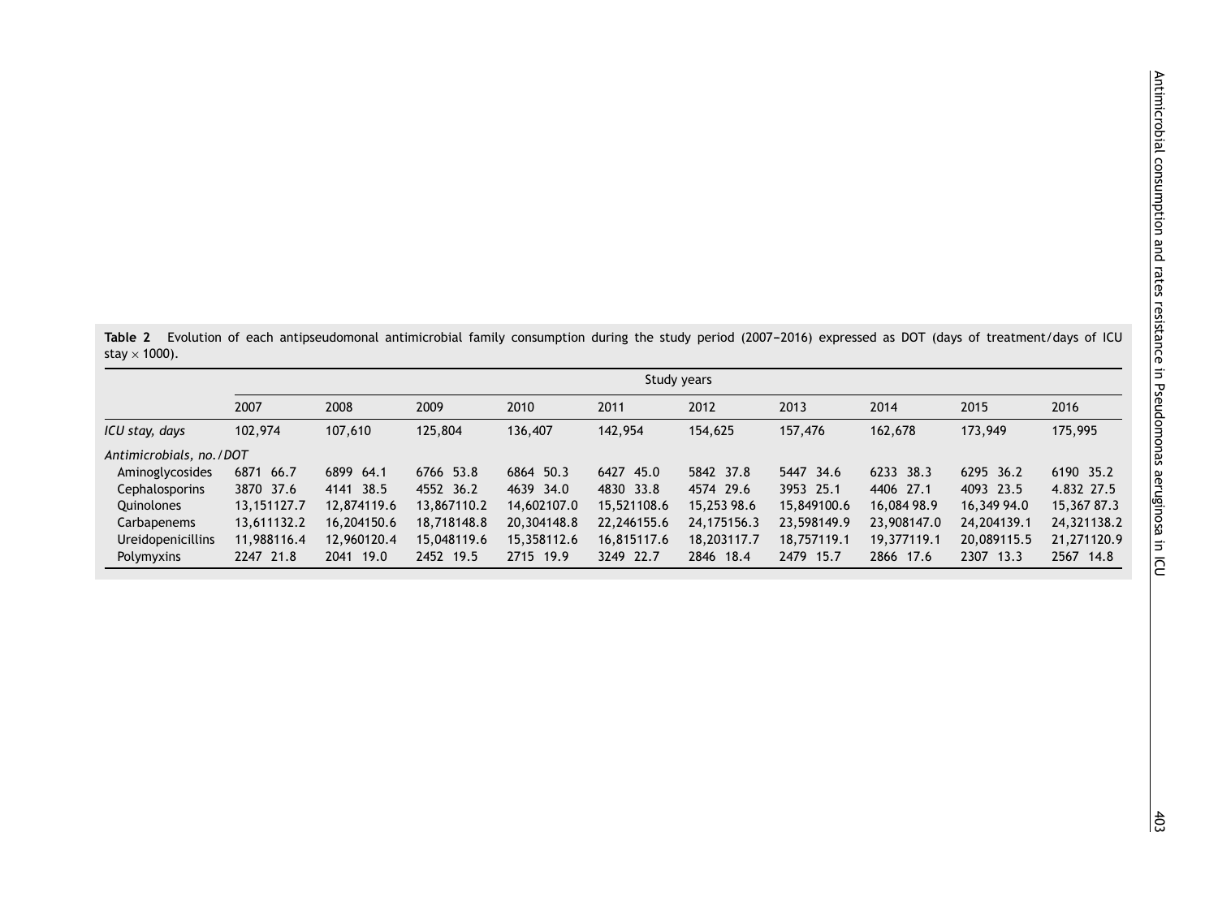**Table 2** Evolution of each antipseudomonal antimicrobial family consumption during the study period (2007–2016) expressed as DOT (days of treatment/days of ICU stay × 1000).

| | Study years | | | | | | | | | |
|---|---|---|---|---|---|---|---|---|---|---|
| | 2007 | 2008 | 2009 | 2010 | 2011 | 2012 | 2013 | 2014 | 2015 | 2016 |
| *ICU stay, days* | 102,974 | 107,610 | 125,804 | 136,407 | 142,954 | 154,625 | 157,476 | 162,678 | 173,949 | 175,995 |
| *Antimicrobials, no./DOT* | | | | | | | | | | |
| Aminoglycosides | 6871 66.7 | 6899 64.1 | 6766 53.8 | 6864 50.3 | 6427 45.0 | 5842 37.8 | 5447 34.6 | 6233 38.3 | 6295 36.2 | 6190 35.2 |
| Cephalosporins | 3870 37.6 | 4141 38.5 | 4552 36.2 | 4639 34.0 | 4830 33.8 | 4574 29.6 | 3953 25.1 | 4406 27.1 | 4093 23.5 | 4.832 27.5 |
| Quinolones | 13,151127.7 | 12,874119.6 | 13,867110.2 | 14,602107.0 | 15,521108.6 | 15,253 98.6 | 15,849100.6 | 16,084 98.9 | 16,349 94.0 | 15,367 87.3 |
| Carbapenems | 13,611132.2 | 16,204150.6 | 18,718148.8 | 20,304148.8 | 22,246155.6 | 24,175156.3 | 23,598149.9 | 23,908147.0 | 24,204139.1 | 24,321138.2 |
| Ureidopenicillins | 11,988116.4 | 12,960120.4 | 15,048119.6 | 15,358112.6 | 16,815117.6 | 18,203117.7 | 18,757119.1 | 19,377119.1 | 20,089115.5 | 21,271120.9 |
| Polymyxins | 2247 21.8 | 2041 19.0 | 2452 19.5 | 2715 19.9 | 3249 22.7 | 2846 18.4 | 2479 15.7 | 2866 17.6 | 2307 13.3 | 2567 14.8 |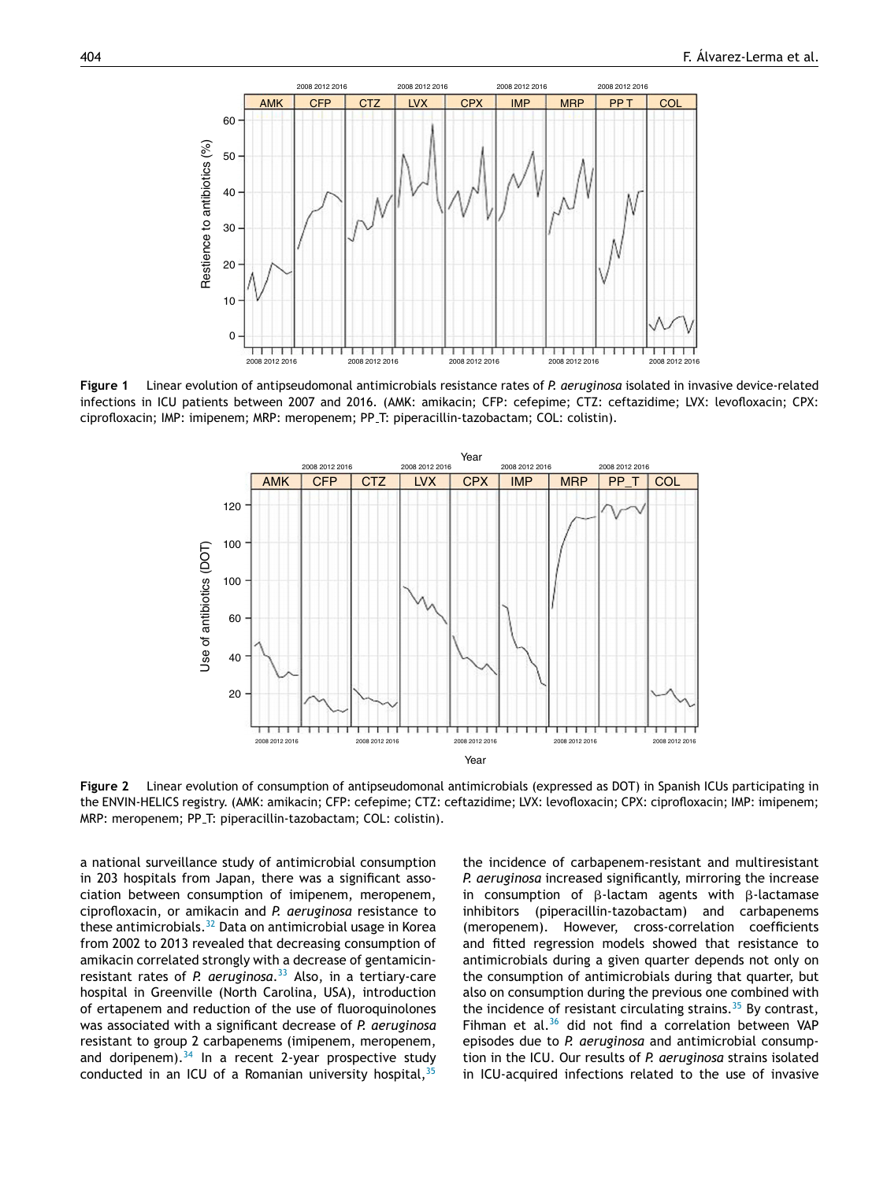**Figure 1** Linear evolution of antipseudomonal antimicrobials resistance rates of *P. aeruginosa* isolated in invasive device-related infections in ICU patients between 2007 and 2016. (AMK: amikacin; CFP: cefepime; CTZ: ceftazidime; LVX: levofloxacin; CPX: ciprofloxacin; IMP: imipenem; MRP: meropenem; PP_T: piperacillin-tazobactam; COL: colistin).

**Figure 2** Linear evolution of consumption of antipseudomonal antimicrobials (expressed as DOT) in Spanish ICUs participating in the ENVIN-HELICS registry. (AMK: amikacin; CFP: cefepime; CTZ: ceftazidime; LVX: levofloxacin; CPX: ciprofloxacin; IMP: imipenem; MRP: meropenem; PP_T: piperacillin-tazobactam; COL: colistin).

a national surveillance study of antimicrobial consumption in 203 hospitals from Japan, there was a significant association between consumption of imipenem, meropenem, ciprofloxacin, or amikacin and *P. aeruginosa* resistance to these antimicrobials.[32] Data on antimicrobial usage in Korea from 2002 to 2013 revealed that decreasing consumption of amikacin correlated strongly with a decrease of gentamicin-resistant rates of *P. aeruginosa*.[33] Also, in a tertiary-care hospital in Greenville (North Carolina, USA), introduction of ertapenem and reduction of the use of fluoroquinolones was associated with a significant decrease of *P. aeruginosa* resistant to group 2 carbapenems (imipenem, meropenem, and doripenem).[34] In a recent 2-year prospective study conducted in an ICU of a Romanian university hospital,[35] the incidence of carbapenem-resistant and multiresistant *P. aeruginosa* increased significantly, mirroring the increase in consumption of β-lactam agents with β-lactamase inhibitors (piperacillin-tazobactam) and carbapenems (meropenem). However, cross-correlation coefficients and fitted regression models showed that resistance to antimicrobials during a given quarter depends not only on the consumption of antimicrobials during that quarter, but also on consumption during the previous one combined with the incidence of resistant circulating strains.[35] By contrast, Fihman et al.[36] did not find a correlation between VAP episodes due to *P. aeruginosa* and antimicrobial consumption in the ICU. Our results of *P. aeruginosa* strains isolated in ICU-acquired infections related to the use of invasive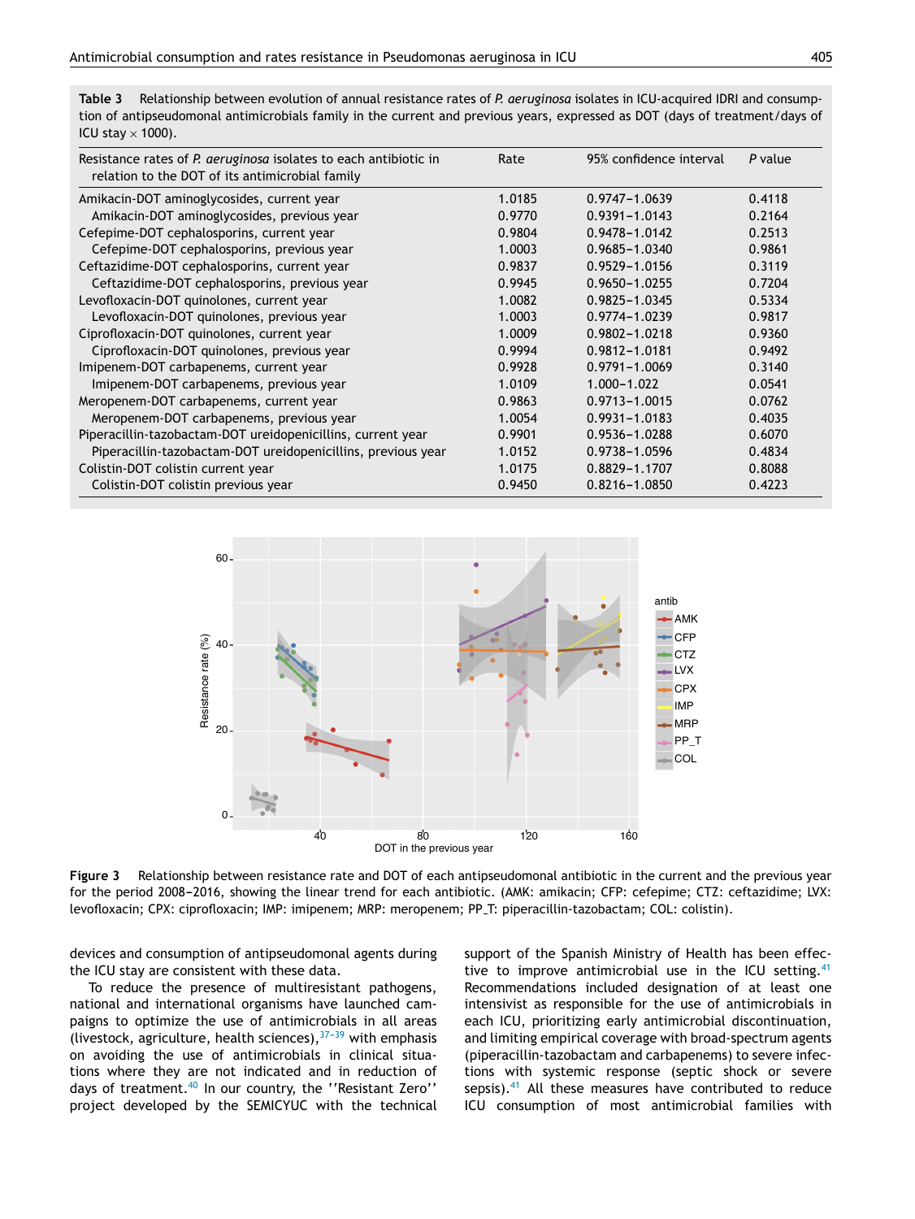**Table 3** Relationship between evolution of annual resistance rates of *P. aeruginosa* isolates in ICU-acquired IDRI and consumption of antipseudomonal antimicrobials family in the current and previous years, expressed as DOT (days of treatment/days of ICU stay × 1000).

| Resistance rates of *P. aeruginosa* isolates to each antibiotic in relation to the DOT of its antimicrobial family | Rate | 95% confidence interval | *P* value |
|---|---|---|---|
| Amikacin-DOT aminoglycosides, current year | 1.0185 | 0.9747–1.0639 | 0.4118 |
| Amikacin-DOT aminoglycosides, previous year | 0.9770 | 0.9391–1.0143 | 0.2164 |
| Cefepime-DOT cephalosporins, current year | 0.9804 | 0.9478–1.0142 | 0.2513 |
| Cefepime-DOT cephalosporins, previous year | 1.0003 | 0.9685–1.0340 | 0.9861 |
| Ceftazidime-DOT cephalosporins, current year | 0.9837 | 0.9529–1.0156 | 0.3119 |
| Ceftazidime-DOT cephalosporins, previous year | 0.9945 | 0.9650–1.0255 | 0.7204 |
| Levofloxacin-DOT quinolones, current year | 1.0082 | 0.9825–1.0345 | 0.5334 |
| Levofloxacin-DOT quinolones, previous year | 1.0003 | 0.9774–1.0239 | 0.9817 |
| Ciprofloxacin-DOT quinolones, current year | 1.0009 | 0.9802–1.0218 | 0.9360 |
| Ciprofloxacin-DOT quinolones, previous year | 0.9994 | 0.9812–1.0181 | 0.9492 |
| Imipenem-DOT carbapenems, current year | 0.9928 | 0.9791–1.0069 | 0.3140 |
| Imipenem-DOT carbapenems, previous year | 1.0109 | 1.000–1.022 | 0.0541 |
| Meropenem-DOT carbapenems, current year | 0.9863 | 0.9713–1.0015 | 0.0762 |
| Meropenem-DOT carbapenems, previous year | 1.0054 | 0.9931–1.0183 | 0.4035 |
| Piperacillin-tazobactam-DOT ureidopenicillins, current year | 0.9901 | 0.9536–1.0288 | 0.6070 |
| Piperacillin-tazobactam-DOT ureidopenicillins, previous year | 1.0152 | 0.9738–1.0596 | 0.4834 |
| Colistin-DOT colistin current year | 1.0175 | 0.8829–1.1707 | 0.8088 |
| Colistin-DOT colistin previous year | 0.9450 | 0.8216–1.0850 | 0.4223 |

**Figure 3** Relationship between resistance rate and DOT of each antipseudomonal antibiotic in the current and the previous year for the period 2008–2016, showing the linear trend for each antibiotic. (AMK: amikacin; CFP: cefepime; CTZ: ceftazidime; LVX: levofloxacin; CPX: ciprofloxacin; IMP: imipenem; MRP: meropenem; PP_T: piperacillin-tazobactam; COL: colistin).

devices and consumption of antipseudomonal agents during the ICU stay are consistent with these data.

To reduce the presence of multiresistant pathogens, national and international organisms have launched campaigns to optimize the use of antimicrobials in all areas (livestock, agriculture, health sciences),[37–39] with emphasis on avoiding the use of antimicrobials in clinical situations where they are not indicated and in reduction of days of treatment.[40] In our country, the ''Resistant Zero'' project developed by the SEMICYUC with the technical support of the Spanish Ministry of Health has been effective to improve antimicrobial use in the ICU setting.[41] Recommendations included designation of at least one intensivist as responsible for the use of antimicrobials in each ICU, prioritizing early antimicrobial discontinuation, and limiting empirical coverage with broad-spectrum agents (piperacillin-tazobactam and carbapenems) to severe infections with systemic response (septic shock or severe sepsis).[41] All these measures have contributed to reduce ICU consumption of most antimicrobial families with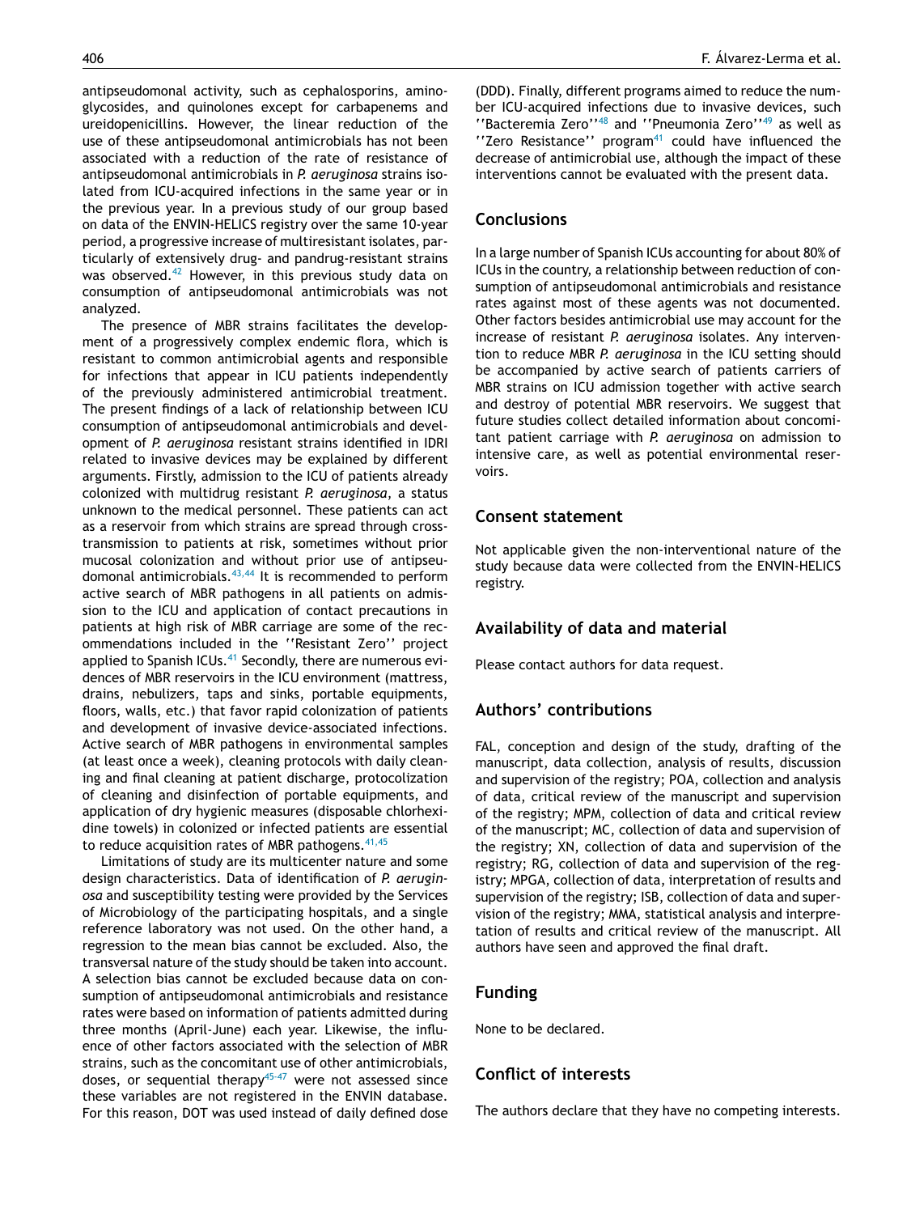antipseudomonal activity, such as cephalosporins, aminoglycosides, and quinolones except for carbapenems and ureidopenicillins. However, the linear reduction of the use of these antipseudomonal antimicrobials has not been associated with a reduction of the rate of resistance of antipseudomonal antimicrobials in *P. aeruginosa* strains isolated from ICU-acquired infections in the same year or in the previous year. In a previous study of our group based on data of the ENVIN-HELICS registry over the same 10-year period, a progressive increase of multiresistant isolates, particularly of extensively drug- and pandrug-resistant strains was observed.[42] However, in this previous study data on consumption of antipseudomonal antimicrobials was not analyzed.

The presence of MBR strains facilitates the development of a progressively complex endemic flora, which is resistant to common antimicrobial agents and responsible for infections that appear in ICU patients independently of the previously administered antimicrobial treatment. The present findings of a lack of relationship between ICU consumption of antipseudomonal antimicrobials and development of *P. aeruginosa* resistant strains identified in IDRI related to invasive devices may be explained by different arguments. Firstly, admission to the ICU of patients already colonized with multidrug resistant *P. aeruginosa*, a status unknown to the medical personnel. These patients can act as a reservoir from which strains are spread through cross-transmission to patients at risk, sometimes without prior mucosal colonization and without prior use of antipseudomonal antimicrobials.[43,44] It is recommended to perform active search of MBR pathogens in all patients on admission to the ICU and application of contact precautions in patients at high risk of MBR carriage are some of the recommendations included in the ''Resistant Zero'' project applied to Spanish ICUs.[41] Secondly, there are numerous evidences of MBR reservoirs in the ICU environment (mattress, drains, nebulizers, taps and sinks, portable equipments, floors, walls, etc.) that favor rapid colonization of patients and development of invasive device-associated infections. Active search of MBR pathogens in environmental samples (at least once a week), cleaning protocols with daily cleaning and final cleaning at patient discharge, protocolization of cleaning and disinfection of portable equipments, and application of dry hygienic measures (disposable chlorhexidine towels) in colonized or infected patients are essential to reduce acquisition rates of MBR pathogens.[41,45]

Limitations of study are its multicenter nature and some design characteristics. Data of identification of *P. aeruginosa* and susceptibility testing were provided by the Services of Microbiology of the participating hospitals, and a single reference laboratory was not used. On the other hand, a regression to the mean bias cannot be excluded. Also, the transversal nature of the study should be taken into account. A selection bias cannot be excluded because data on consumption of antipseudomonal antimicrobials and resistance rates were based on information of patients admitted during three months (April-June) each year. Likewise, the influence of other factors associated with the selection of MBR strains, such as the concomitant use of other antimicrobials, doses, or sequential therapy[45-47] were not assessed since these variables are not registered in the ENVIN database. For this reason, DOT was used instead of daily defined dose (DDD). Finally, different programs aimed to reduce the number ICU-acquired infections due to invasive devices, such ''Bacteremia Zero''[48] and ''Pneumonia Zero''[49] as well as ''Zero Resistance'' program[41] could have influenced the decrease of antimicrobial use, although the impact of these interventions cannot be evaluated with the present data.

## Conclusions

In a large number of Spanish ICUs accounting for about 80% of ICUs in the country, a relationship between reduction of consumption of antipseudomonal antimicrobials and resistance rates against most of these agents was not documented. Other factors besides antimicrobial use may account for the increase of resistant *P. aeruginosa* isolates. Any intervention to reduce MBR *P. aeruginosa* in the ICU setting should be accompanied by active search of patients carriers of MBR strains on ICU admission together with active search and destroy of potential MBR reservoirs. We suggest that future studies collect detailed information about concomitant patient carriage with *P. aeruginosa* on admission to intensive care, as well as potential environmental reservoirs.

## Consent statement

Not applicable given the non-interventional nature of the study because data were collected from the ENVIN-HELICS registry.

## Availability of data and material

Please contact authors for data request.

## Authors' contributions

FAL, conception and design of the study, drafting of the manuscript, data collection, analysis of results, discussion and supervision of the registry; POA, collection and analysis of data, critical review of the manuscript and supervision of the registry; MPM, collection of data and critical review of the manuscript; MC, collection of data and supervision of the registry; XN, collection of data and supervision of the registry; RG, collection of data and supervision of the registry; MPGA, collection of data, interpretation of results and supervision of the registry; ISB, collection of data and supervision of the registry; MMA, statistical analysis and interpretation of results and critical review of the manuscript. All authors have seen and approved the final draft.

## Funding

None to be declared.

## Conflict of interests

The authors declare that they have no competing interests.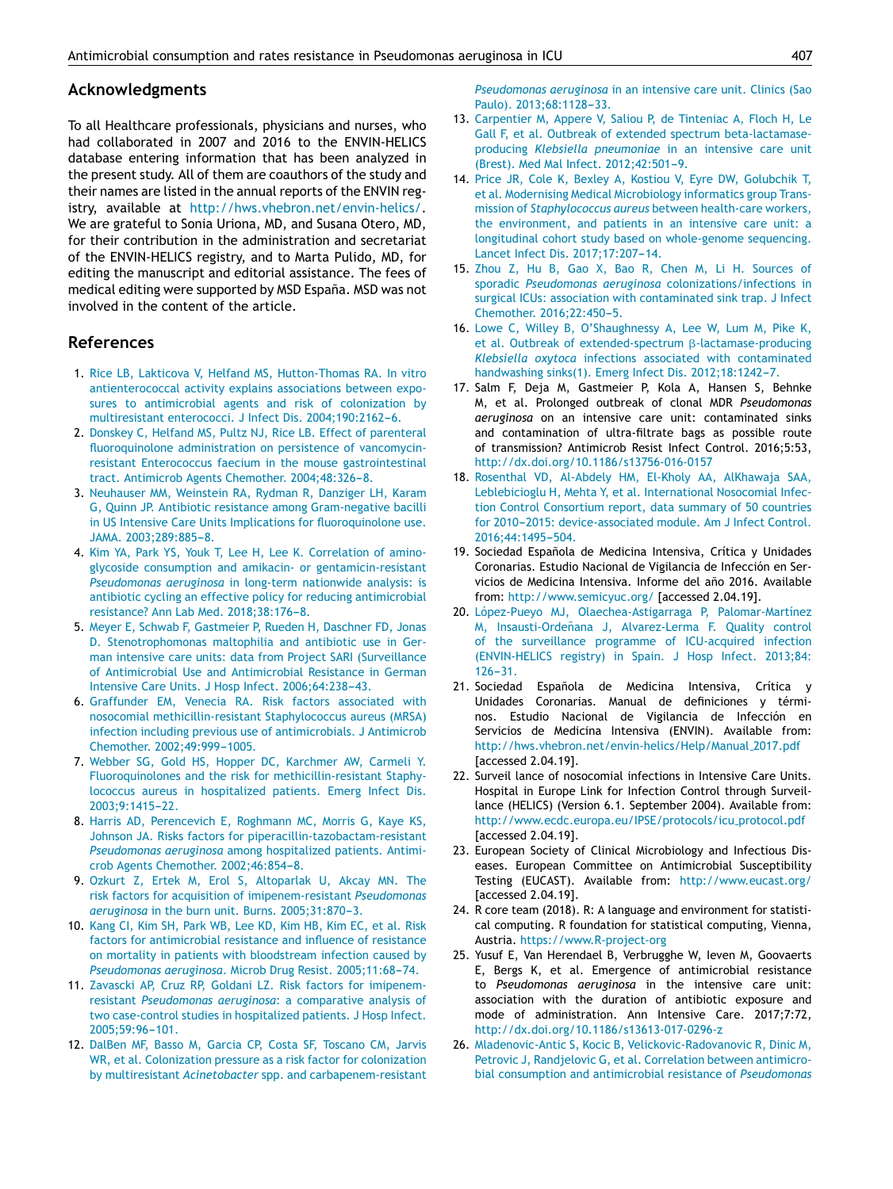## Acknowledgments

To all Healthcare professionals, physicians and nurses, who had collaborated in 2007 and 2016 to the ENVIN-HELICS database entering information that has been analyzed in the present study. All of them are coauthors of the study and their names are listed in the annual reports of the ENVIN registry, available at http://hws.vhebron.net/envin-helics/. We are grateful to Sonia Uriona, MD, and Susana Otero, MD, for their contribution in the administration and secretariat of the ENVIN-HELICS registry, and to Marta Pulido, MD, for editing the manuscript and editorial assistance. The fees of medical editing were supported by MSD España. MSD was not involved in the content of the article.

## References

1. Rice LB, Lakticova V, Helfand MS, Hutton-Thomas RA. In vitro antienterococcal activity explains associations between exposures to antimicrobial agents and risk of colonization by multiresistant enterococci. J Infect Dis. 2004;190:2162–6.
2. Donskey C, Helfand MS, Pultz NJ, Rice LB. Effect of parenteral fluoroquinolone administration on persistence of vancomycin-resistant Enterococcus faecium in the mouse gastrointestinal tract. Antimicrob Agents Chemother. 2004;48:326–8.
3. Neuhauser MM, Weinstein RA, Rydman R, Danziger LH, Karam G, Quinn JP. Antibiotic resistance among Gram-negative bacilli in US Intensive Care Units Implications for fluoroquinolone use. JAMA. 2003;289:885–8.
4. Kim YA, Park YS, Youk T, Lee H, Lee K. Correlation of aminoglycoside consumption and amikacin- or gentamicin-resistant *Pseudomonas aeruginosa* in long-term nationwide analysis: is antibiotic cycling an effective policy for reducing antimicrobial resistance? Ann Lab Med. 2018;38:176–8.
5. Meyer E, Schwab F, Gastmeier P, Rueden H, Daschner FD, Jonas D. Stenotrophomonas maltophilia and antibiotic use in German intensive care units: data from Project SARI (Surveillance of Antimicrobial Use and Antimicrobial Resistance in German Intensive Care Units. J Hosp Infect. 2006;64:238–43.
6. Graffunder EM, Venecia RA. Risk factors associated with nosocomial methicillin-resistant Staphylococcus aureus (MRSA) infection including previous use of antimicrobials. J Antimicrob Chemother. 2002;49:999–1005.
7. Webber SG, Gold HS, Hopper DC, Karchmer AW, Carmeli Y. Fluoroquinolones and the risk for methicillin-resistant Staphylococcus aureus in hospitalized patients. Emerg Infect Dis. 2003;9:1415–22.
8. Harris AD, Perencevich E, Roghmann MC, Morris G, Kaye KS, Johnson JA. Risks factors for piperacillin-tazobactam-resistant *Pseudomonas aeruginosa* among hospitalized patients. Antimicrob Agents Chemother. 2002;46:854–8.
9. Ozkurt Z, Ertek M, Erol S, Altoparlak U, Akcay MN. The risk factors for acquisition of imipenem-resistant *Pseudomonas aeruginosa* in the burn unit. Burns. 2005;31:870–3.
10. Kang CI, Kim SH, Park WB, Lee KD, Kim HB, Kim EC, et al. Risk factors for antimicrobial resistance and influence of resistance on mortality in patients with bloodstream infection caused by *Pseudomonas aeruginosa*. Microb Drug Resist. 2005;11:68–74.
11. Zavascki AP, Cruz RP, Goldani LZ. Risk factors for imipenem-resistant *Pseudomonas aeruginosa*: a comparative analysis of two case-control studies in hospitalized patients. J Hosp Infect. 2005;59:96–101.
12. DalBen MF, Basso M, Garcia CP, Costa SF, Toscano CM, Jarvis WR, et al. Colonization pressure as a risk factor for colonization by multiresistant *Acinetobacter* spp. and carbapenem-resistant *Pseudomonas aeruginosa* in an intensive care unit. Clinics (Sao Paulo). 2013;68:1128–33.
13. Carpentier M, Appere V, Saliou P, de Tinteniac A, Floch H, Le Gall F, et al. Outbreak of extended spectrum beta-lactamase-producing *Klebsiella pneumoniae* in an intensive care unit (Brest). Med Mal Infect. 2012;42:501–9.
14. Price JR, Cole K, Bexley A, Kostiou V, Eyre DW, Golubchik T, et al. Modernising Medical Microbiology informatics group Transmission of *Staphylococcus aureus* between health-care workers, the environment, and patients in an intensive care unit: a longitudinal cohort study based on whole-genome sequencing. Lancet Infect Dis. 2017;17:207–14.
15. Zhou Z, Hu B, Gao X, Bao R, Chen M, Li H. Sources of sporadic *Pseudomonas aeruginosa* colonizations/infections in surgical ICUs: association with contaminated sink trap. J Infect Chemother. 2016;22:450–5.
16. Lowe C, Willey B, O'Shaughnessy A, Lee W, Lum M, Pike K, et al. Outbreak of extended-spectrum β-lactamase-producing *Klebsiella oxytoca* infections associated with contaminated handwashing sinks(1). Emerg Infect Dis. 2012;18:1242–7.
17. Salm F, Deja M, Gastmeier P, Kola A, Hansen S, Behnke M, et al. Prolonged outbreak of clonal MDR *Pseudomonas aeruginosa* on an intensive care unit: contaminated sinks and contamination of ultra-filtrate bags as possible route of transmission? Antimicrob Resist Infect Control. 2016;5:53, http://dx.doi.org/10.1186/s13756-016-0157
18. Rosenthal VD, Al-Abdely HM, El-Kholy AA, AlKhawaja SAA, Leblebicioglu H, Mehta Y, et al. International Nosocomial Infection Control Consortium report, data summary of 50 countries for 2010–2015: device-associated module. Am J Infect Control. 2016;44:1495–504.
19. Sociedad Española de Medicina Intensiva, Crítica y Unidades Coronarias. Estudio Nacional de Vigilancia de Infección en Servicios de Medicina Intensiva. Informe del año 2016. Available from: http://www.semicyuc.org/ [accessed 2.04.19].
20. López-Pueyo MJ, Olaechea-Astigarraga P, Palomar-Martínez M, Insausti-Ordeñana J, Alvarez-Lerma F. Quality control of the surveillance programme of ICU-acquired infection (ENVIN-HELICS registry) in Spain. J Hosp Infect. 2013;84: 126–31.
21. Sociedad Española de Medicina Intensiva, Crítica y Unidades Coronarias. Manual de definiciones y términos. Estudio Nacional de Vigilancia de Infección en Servicios de Medicina Intensiva (ENVIN). Available from: http://hws.vhebron.net/envin-helics/Help/Manual_2017.pdf [accessed 2.04.19].
22. Surveil lance of nosocomial infections in Intensive Care Units. Hospital in Europe Link for Infection Control through Surveillance (HELICS) (Version 6.1. September 2004). Available from: http://www.ecdc.europa.eu/IPSE/protocols/icu_protocol.pdf [accessed 2.04.19].
23. European Society of Clinical Microbiology and Infectious Diseases. European Committee on Antimicrobial Susceptibility Testing (EUCAST). Available from: http://www.eucast.org/ [accessed 2.04.19].
24. R core team (2018). R: A language and environment for statistical computing. R foundation for statistical computing, Vienna, Austria. https://www.R-project-org
25. Yusuf E, Van Herendael B, Verbrugghe W, Ieven M, Goovaerts E, Bergs K, et al. Emergence of antimicrobial resistance to *Pseudomonas aeruginosa* in the intensive care unit: association with the duration of antibiotic exposure and mode of administration. Ann Intensive Care. 2017;7:72, http://dx.doi.org/10.1186/s13613-017-0296-z
26. Mladenovic-Antic S, Kocic B, Velickovic-Radovanovic R, Dinic M, Petrovic J, Randjelovic G, et al. Correlation between antimicrobial consumption and antimicrobial resistance of *Pseudomonas*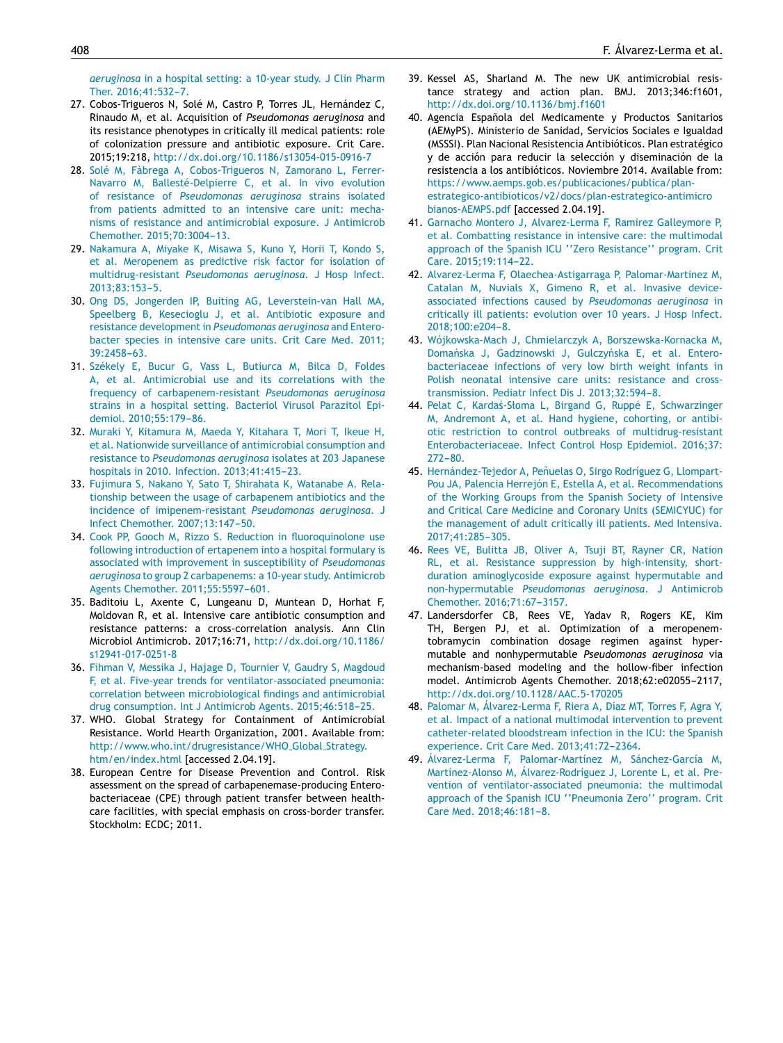*aeruginosa* in a hospital setting: a 10-year study. J Clin Pharm Ther. 2016;41:532–7.

27. Cobos-Trigueros N, Solé M, Castro P, Torres JL, Hernández C, Rinaudo M, et al. Acquisition of *Pseudomonas aeruginosa* and its resistance phenotypes in critically ill medical patients: role of colonization pressure and antibiotic exposure. Crit Care. 2015;19:218, http://dx.doi.org/10.1186/s13054-015-0916-7
28. Solé M, Fàbrega A, Cobos-Trigueros N, Zamorano L, Ferrer-Navarro M, Ballesté-Delpierre C, et al. In vivo evolution of resistance of *Pseudomonas aeruginosa* strains isolated from patients admitted to an intensive care unit: mechanisms of resistance and antimicrobial exposure. J Antimicrob Chemother. 2015;70:3004–13.
29. Nakamura A, Miyake K, Misawa S, Kuno Y, Horii T, Kondo S, et al. Meropenem as predictive risk factor for isolation of multidrug-resistant *Pseudomonas aeruginosa*. J Hosp Infect. 2013;83:153–5.
30. Ong DS, Jongerden IP, Buiting AG, Leverstein-van Hall MA, Speelberg B, Kesecioglu J, et al. Antibiotic exposure and resistance development in *Pseudomonas aeruginosa* and Enterobacter species in intensive care units. Crit Care Med. 2011; 39:2458–63.
31. Székely E, Bucur G, Vass L, Butiurca M, Bilca D, Foldes A, et al. Antimicrobial use and its correlations with the frequency of carbapenem-resistant *Pseudomonas aeruginosa* strains in a hospital setting. Bacteriol Virusol Parazitol Epidemiol. 2010;55:179–86.
32. Muraki Y, Kitamura M, Maeda Y, Kitahara T, Mori T, Ikeue H, et al. Nationwide surveillance of antimicrobial consumption and resistance to *Pseudomonas aeruginosa* isolates at 203 Japanese hospitals in 2010. Infection. 2013;41:415–23.
33. Fujimura S, Nakano Y, Sato T, Shirahata K, Watanabe A. Relationship between the usage of carbapenem antibiotics and the incidence of imipenem-resistant *Pseudomonas aeruginosa*. J Infect Chemother. 2007;13:147–50.
34. Cook PP, Gooch M, Rizzo S. Reduction in fluoroquinolone use following introduction of ertapenem into a hospital formulary is associated with improvement in susceptibility of *Pseudomonas aeruginosa* to group 2 carbapenems: a 10-year study. Antimicrob Agents Chemother. 2011;55:5597–601.
35. Baditoiu L, Axente C, Lungeanu D, Muntean D, Horhat F, Moldovan R, et al. Intensive care antibiotic consumption and resistance patterns: a cross-correlation analysis. Ann Clin Microbiol Antimicrob. 2017;16:71, http://dx.doi.org/10.1186/s12941-017-0251-8
36. Fihman V, Messika J, Hajage D, Tournier V, Gaudry S, Magdoud F, et al. Five-year trends for ventilator-associated pneumonia: correlation between microbiological findings and antimicrobial drug consumption. Int J Antimicrob Agents. 2015;46:518–25.
37. WHO. Global Strategy for Containment of Antimicrobial Resistance. World Hearth Organization, 2001. Available from: http://www.who.int/drugresistance/WHO_Global_Strategy.htm/en/index.html [accessed 2.04.19].
38. European Centre for Disease Prevention and Control. Risk assessment on the spread of carbapenemase-producing Enterobacteriaceae (CPE) through patient transfer between healthcare facilities, with special emphasis on cross-border transfer. Stockholm: ECDC; 2011.
39. Kessel AS, Sharland M. The new UK antimicrobial resistance strategy and action plan. BMJ. 2013;346:f1601, http://dx.doi.org/10.1136/bmj.f1601
40. Agencia Española del Medicamente y Productos Sanitarios (AEMyPS). Ministerio de Sanidad, Servicios Sociales e Igualdad (MSSSI). Plan Nacional Resistencia Antibióticos. Plan estratégico y de acción para reducir la selección y diseminación de la resistencia a los antibióticos. Noviembre 2014. Available from: https://www.aemps.gob.es/publicaciones/publica/plan-estrategico-antibioticos/v2/docs/plan-estrategico-antimicrobianos-AEMPS.pdf [accessed 2.04.19].
41. Garnacho Montero J, Alvarez-Lerma F, Ramirez Galleymore P, et al. Combatting resistance in intensive care: the multimodal approach of the Spanish ICU ''Zero Resistance'' program. Crit Care. 2015;19:114–22.
42. Alvarez-Lerma F, Olaechea-Astigarraga P, Palomar-Martinez M, Catalan M, Nuvials X, Gimeno R, et al. Invasive device-associated infections caused by *Pseudomonas aeruginosa* in critically ill patients: evolution over 10 years. J Hosp Infect. 2018;100:e204–8.
43. Wójkowska-Mach J, Chmielarczyk A, Borszewska-Kornacka M, Domańska J, Gadzinowski J, Gulczyńska E, et al. Enterobacteriaceae infections of very low birth weight infants in Polish neonatal intensive care units: resistance and cross-transmission. Pediatr Infect Dis J. 2013;32:594–8.
44. Pelat C, Kardaś-Słoma L, Birgand G, Ruppé E, Schwarzinger M, Andremont A, et al. Hand hygiene, cohorting, or antibiotic restriction to control outbreaks of multidrug-resistant Enterobacteriaceae. Infect Control Hosp Epidemiol. 2016;37: 272–80.
45. Hernández-Tejedor A, Peñuelas O, Sirgo Rodríguez G, Llompart-Pou JA, Palencia Herrejón E, Estella A, et al. Recommendations of the Working Groups from the Spanish Society of Intensive and Critical Care Medicine and Coronary Units (SEMICYUC) for the management of adult critically ill patients. Med Intensiva. 2017;41:285–305.
46. Rees VE, Bulitta JB, Oliver A, Tsuji BT, Rayner CR, Nation RL, et al. Resistance suppression by high-intensity, short-duration aminoglycoside exposure against hypermutable and non-hypermutable *Pseudomonas aeruginosa*. J Antimicrob Chemother. 2016;71:67–3157.
47. Landersdorfer CB, Rees VE, Yadav R, Rogers KE, Kim TH, Bergen PJ, et al. Optimization of a meropenem-tobramycin combination dosage regimen against hypermutable and nonhypermutable *Pseudomonas aeruginosa* via mechanism-based modeling and the hollow-fiber infection model. Antimicrob Agents Chemother. 2018;62:e02055–2117, http://dx.doi.org/10.1128/AAC.5-170205
48. Palomar M, Álvarez-Lerma F, Riera A, Díaz MT, Torres F, Agra Y, et al. Impact of a national multimodal intervention to prevent catheter-related bloodstream infection in the ICU: the Spanish experience. Crit Care Med. 2013;41:72–2364.
49. Álvarez-Lerma F, Palomar-Martínez M, Sánchez-García M, Martínez-Alonso M, Álvarez-Rodríguez J, Lorente L, et al. Prevention of ventilator-associated pneumonia: the multimodal approach of the Spanish ICU ''Pneumonia Zero'' program. Crit Care Med. 2018;46:181–8.